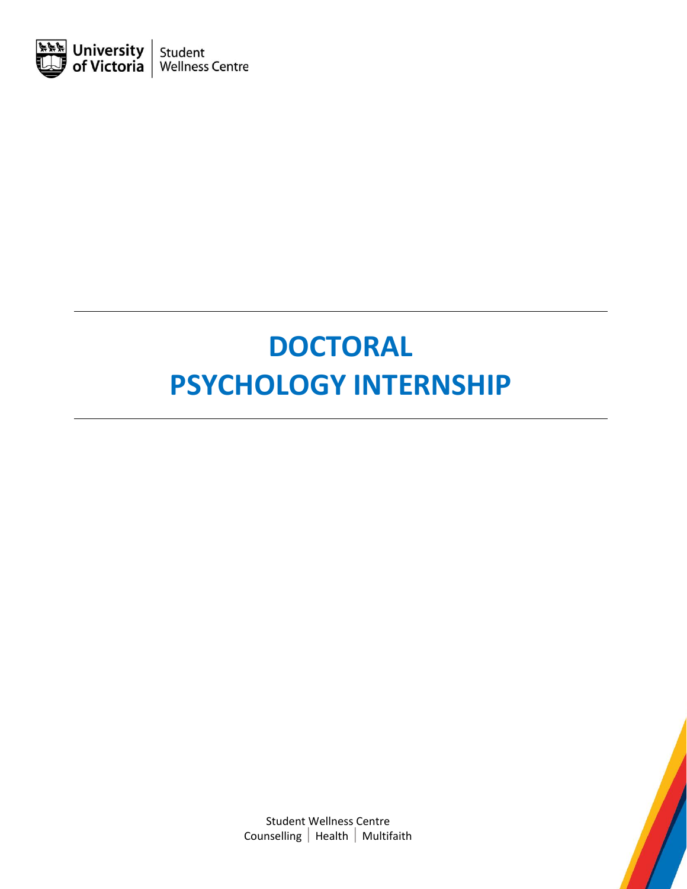University of Victoria | Student Wellness Centre

# DOCTORAL PSYCHOLOGY INTERNSHIP

Student Wellness Centre
Counselling | Health | Multifaith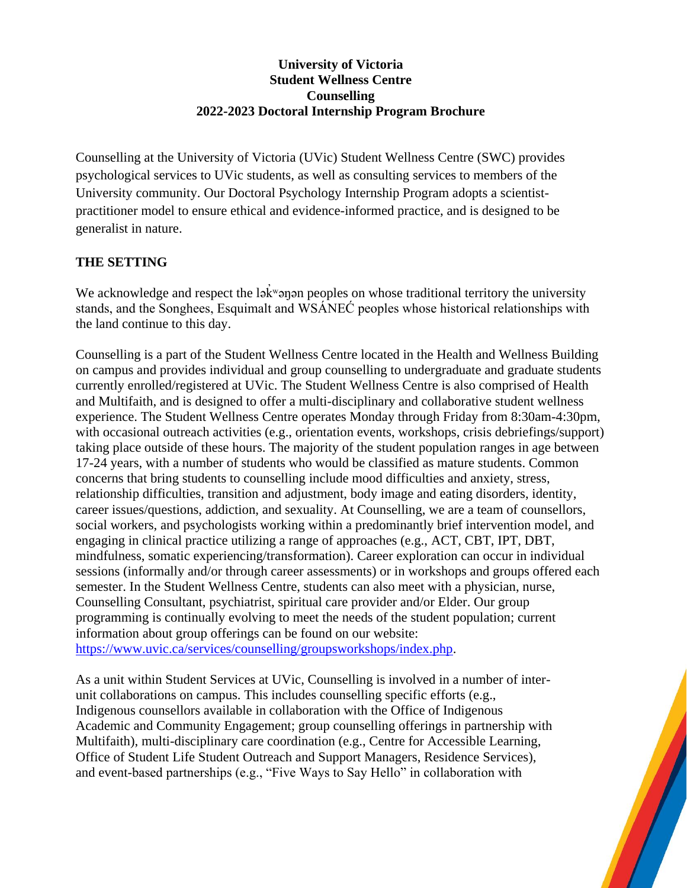**University of Victoria**
**Student Wellness Centre**
**Counselling**
**2022-2023 Doctoral Internship Program Brochure**

Counselling at the University of Victoria (UVic) Student Wellness Centre (SWC) provides psychological services to UVic students, as well as consulting services to members of the University community. Our Doctoral Psychology Internship Program adopts a scientist-practitioner model to ensure ethical and evidence-informed practice, and is designed to be generalist in nature.

## THE SETTING

We acknowledge and respect the lək̓ʷəŋən peoples on whose traditional territory the university stands, and the Songhees, Esquimalt and WSÁNEĆ peoples whose historical relationships with the land continue to this day.

Counselling is a part of the Student Wellness Centre located in the Health and Wellness Building on campus and provides individual and group counselling to undergraduate and graduate students currently enrolled/registered at UVic. The Student Wellness Centre is also comprised of Health and Multifaith, and is designed to offer a multi-disciplinary and collaborative student wellness experience. The Student Wellness Centre operates Monday through Friday from 8:30am-4:30pm, with occasional outreach activities (e.g., orientation events, workshops, crisis debriefings/support) taking place outside of these hours. The majority of the student population ranges in age between 17-24 years, with a number of students who would be classified as mature students. Common concerns that bring students to counselling include mood difficulties and anxiety, stress, relationship difficulties, transition and adjustment, body image and eating disorders, identity, career issues/questions, addiction, and sexuality. At Counselling, we are a team of counsellors, social workers, and psychologists working within a predominantly brief intervention model, and engaging in clinical practice utilizing a range of approaches (e.g., ACT, CBT, IPT, DBT, mindfulness, somatic experiencing/transformation). Career exploration can occur in individual sessions (informally and/or through career assessments) or in workshops and groups offered each semester. In the Student Wellness Centre, students can also meet with a physician, nurse, Counselling Consultant, psychiatrist, spiritual care provider and/or Elder. Our group programming is continually evolving to meet the needs of the student population; current information about group offerings can be found on our website: https://www.uvic.ca/services/counselling/groupsworkshops/index.php.

As a unit within Student Services at UVic, Counselling is involved in a number of inter-unit collaborations on campus. This includes counselling specific efforts (e.g., Indigenous counsellors available in collaboration with the Office of Indigenous Academic and Community Engagement; group counselling offerings in partnership with Multifaith), multi-disciplinary care coordination (e.g., Centre for Accessible Learning, Office of Student Life Student Outreach and Support Managers, Residence Services), and event-based partnerships (e.g., "Five Ways to Say Hello" in collaboration with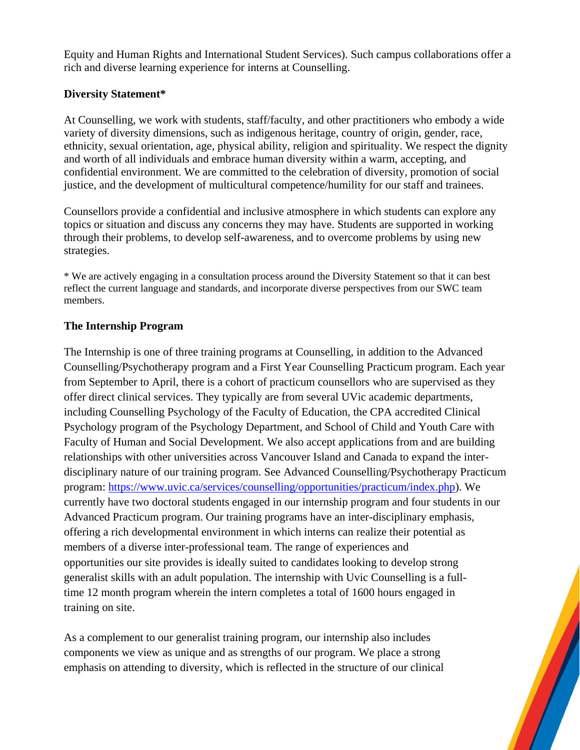Equity and Human Rights and International Student Services). Such campus collaborations offer a rich and diverse learning experience for interns at Counselling.

**Diversity Statement***

At Counselling, we work with students, staff/faculty, and other practitioners who embody a wide variety of diversity dimensions, such as indigenous heritage, country of origin, gender, race, ethnicity, sexual orientation, age, physical ability, religion and spirituality. We respect the dignity and worth of all individuals and embrace human diversity within a warm, accepting, and confidential environment. We are committed to the celebration of diversity, promotion of social justice, and the development of multicultural competence/humility for our staff and trainees.

Counsellors provide a confidential and inclusive atmosphere in which students can explore any topics or situation and discuss any concerns they may have. Students are supported in working through their problems, to develop self-awareness, and to overcome problems by using new strategies.

* We are actively engaging in a consultation process around the Diversity Statement so that it can best reflect the current language and standards, and incorporate diverse perspectives from our SWC team members.

**The Internship Program**

The Internship is one of three training programs at Counselling, in addition to the Advanced Counselling/Psychotherapy program and a First Year Counselling Practicum program. Each year from September to April, there is a cohort of practicum counsellors who are supervised as they offer direct clinical services. They typically are from several UVic academic departments, including Counselling Psychology of the Faculty of Education, the CPA accredited Clinical Psychology program of the Psychology Department, and School of Child and Youth Care with Faculty of Human and Social Development. We also accept applications from and are building relationships with other universities across Vancouver Island and Canada to expand the inter-disciplinary nature of our training program. See Advanced Counselling/Psychotherapy Practicum program: https://www.uvic.ca/services/counselling/opportunities/practicum/index.php). We currently have two doctoral students engaged in our internship program and four students in our Advanced Practicum program. Our training programs have an inter-disciplinary emphasis, offering a rich developmental environment in which interns can realize their potential as members of a diverse inter-professional team. The range of experiences and opportunities our site provides is ideally suited to candidates looking to develop strong generalist skills with an adult population. The internship with Uvic Counselling is a full-time 12 month program wherein the intern completes a total of 1600 hours engaged in training on site.

As a complement to our generalist training program, our internship also includes components we view as unique and as strengths of our program. We place a strong emphasis on attending to diversity, which is reflected in the structure of our clinical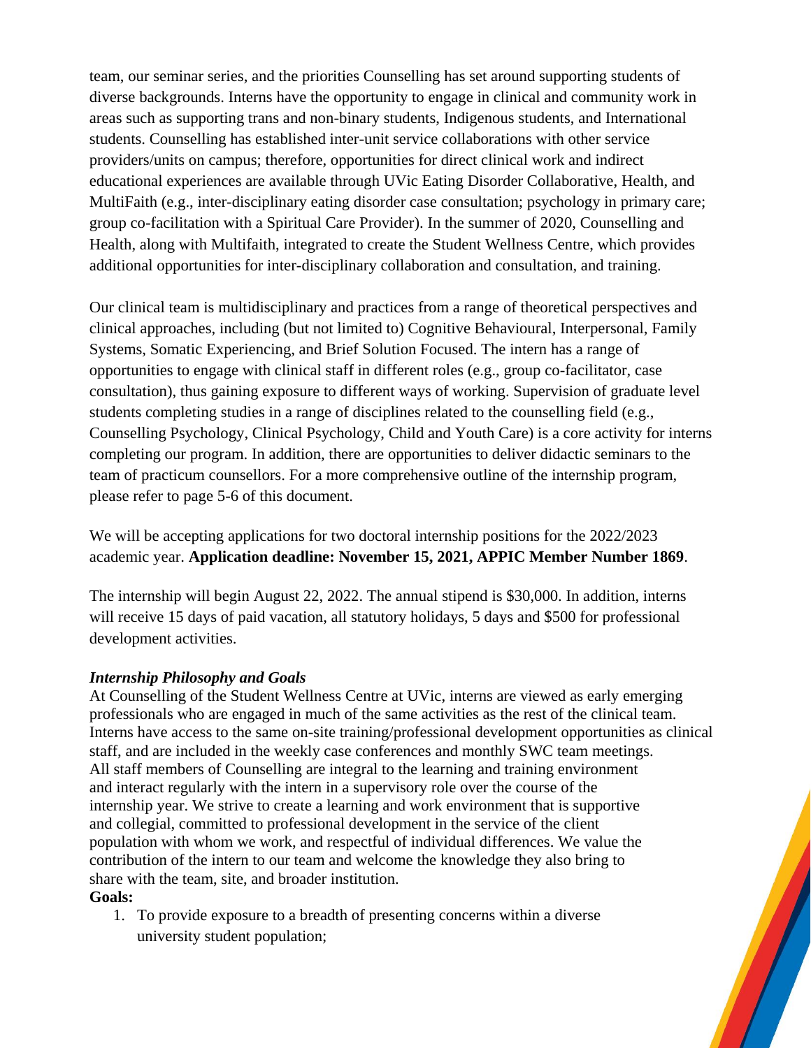team, our seminar series, and the priorities Counselling has set around supporting students of diverse backgrounds. Interns have the opportunity to engage in clinical and community work in areas such as supporting trans and non-binary students, Indigenous students, and International students. Counselling has established inter-unit service collaborations with other service providers/units on campus; therefore, opportunities for direct clinical work and indirect educational experiences are available through UVic Eating Disorder Collaborative, Health, and MultiFaith (e.g., inter-disciplinary eating disorder case consultation; psychology in primary care; group co-facilitation with a Spiritual Care Provider). In the summer of 2020, Counselling and Health, along with Multifaith, integrated to create the Student Wellness Centre, which provides additional opportunities for inter-disciplinary collaboration and consultation, and training.

Our clinical team is multidisciplinary and practices from a range of theoretical perspectives and clinical approaches, including (but not limited to) Cognitive Behavioural, Interpersonal, Family Systems, Somatic Experiencing, and Brief Solution Focused. The intern has a range of opportunities to engage with clinical staff in different roles (e.g., group co-facilitator, case consultation), thus gaining exposure to different ways of working. Supervision of graduate level students completing studies in a range of disciplines related to the counselling field (e.g., Counselling Psychology, Clinical Psychology, Child and Youth Care) is a core activity for interns completing our program. In addition, there are opportunities to deliver didactic seminars to the team of practicum counsellors. For a more comprehensive outline of the internship program, please refer to page 5-6 of this document.

We will be accepting applications for two doctoral internship positions for the 2022/2023 academic year. **Application deadline: November 15, 2021, APPIC Member Number 1869**.

The internship will begin August 22, 2022. The annual stipend is $30,000. In addition, interns will receive 15 days of paid vacation, all statutory holidays, 5 days and $500 for professional development activities.

***Internship Philosophy and Goals***

At Counselling of the Student Wellness Centre at UVic, interns are viewed as early emerging professionals who are engaged in much of the same activities as the rest of the clinical team. Interns have access to the same on-site training/professional development opportunities as clinical staff, and are included in the weekly case conferences and monthly SWC team meetings. All staff members of Counselling are integral to the learning and training environment and interact regularly with the intern in a supervisory role over the course of the internship year. We strive to create a learning and work environment that is supportive and collegial, committed to professional development in the service of the client population with whom we work, and respectful of individual differences. We value the contribution of the intern to our team and welcome the knowledge they also bring to share with the team, site, and broader institution.

**Goals:**

1. To provide exposure to a breadth of presenting concerns within a diverse university student population;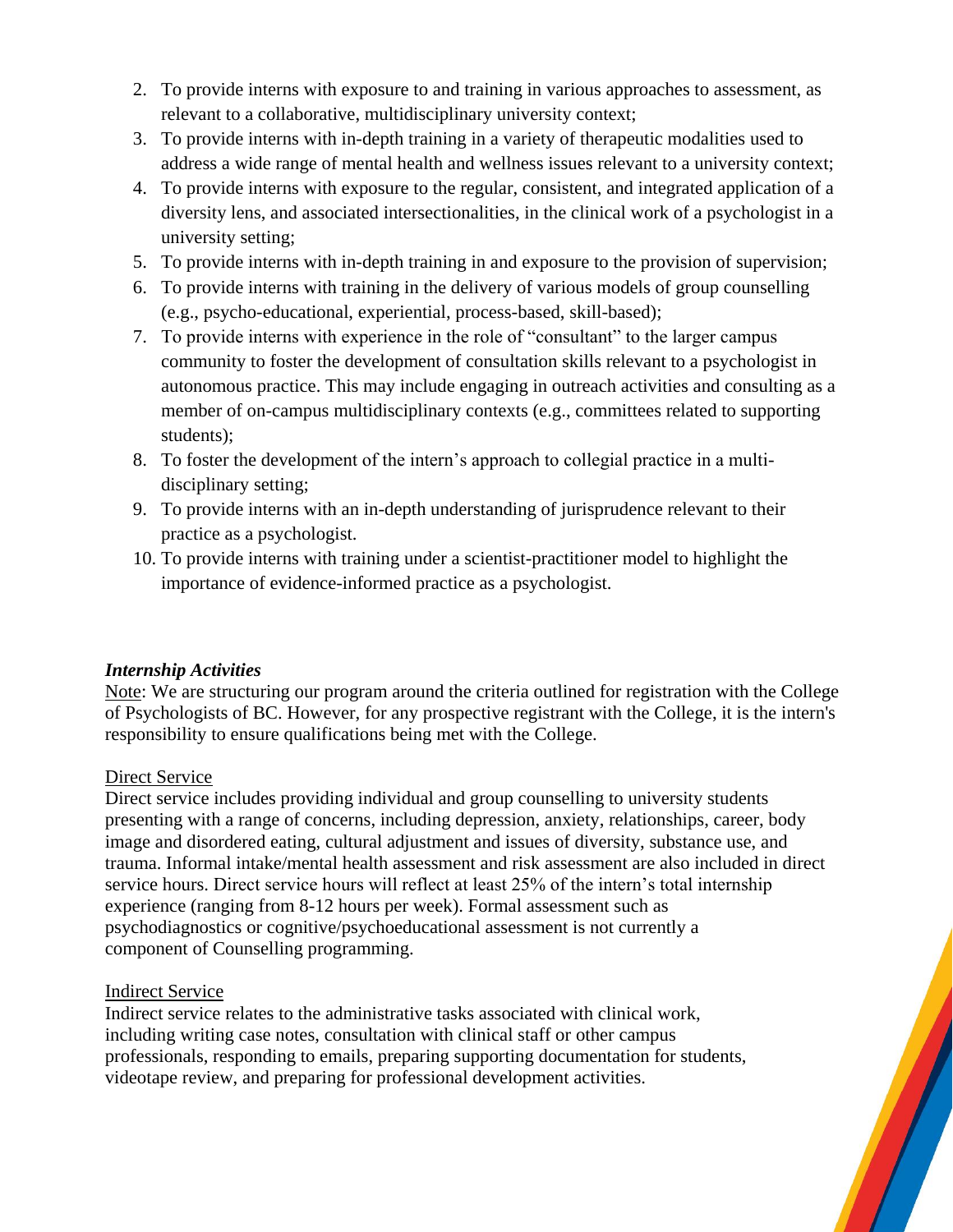2. To provide interns with exposure to and training in various approaches to assessment, as relevant to a collaborative, multidisciplinary university context;
3. To provide interns with in-depth training in a variety of therapeutic modalities used to address a wide range of mental health and wellness issues relevant to a university context;
4. To provide interns with exposure to the regular, consistent, and integrated application of a diversity lens, and associated intersectionalities, in the clinical work of a psychologist in a university setting;
5. To provide interns with in-depth training in and exposure to the provision of supervision;
6. To provide interns with training in the delivery of various models of group counselling (e.g., psycho-educational, experiential, process-based, skill-based);
7. To provide interns with experience in the role of "consultant" to the larger campus community to foster the development of consultation skills relevant to a psychologist in autonomous practice. This may include engaging in outreach activities and consulting as a member of on-campus multidisciplinary contexts (e.g., committees related to supporting students);
8. To foster the development of the intern's approach to collegial practice in a multi-disciplinary setting;
9. To provide interns with an in-depth understanding of jurisprudence relevant to their practice as a psychologist.
10. To provide interns with training under a scientist-practitioner model to highlight the importance of evidence-informed practice as a psychologist.

### ***Internship Activities***

<u>Note</u>: We are structuring our program around the criteria outlined for registration with the College of Psychologists of BC. However, for any prospective registrant with the College, it is the intern's responsibility to ensure qualifications being met with the College.

<u>Direct Service</u>

Direct service includes providing individual and group counselling to university students presenting with a range of concerns, including depression, anxiety, relationships, career, body image and disordered eating, cultural adjustment and issues of diversity, substance use, and trauma. Informal intake/mental health assessment and risk assessment are also included in direct service hours. Direct service hours will reflect at least 25% of the intern's total internship experience (ranging from 8-12 hours per week). Formal assessment such as psychodiagnostics or cognitive/psychoeducational assessment is not currently a component of Counselling programming.

<u>Indirect Service</u>

Indirect service relates to the administrative tasks associated with clinical work, including writing case notes, consultation with clinical staff or other campus professionals, responding to emails, preparing supporting documentation for students, videotape review, and preparing for professional development activities.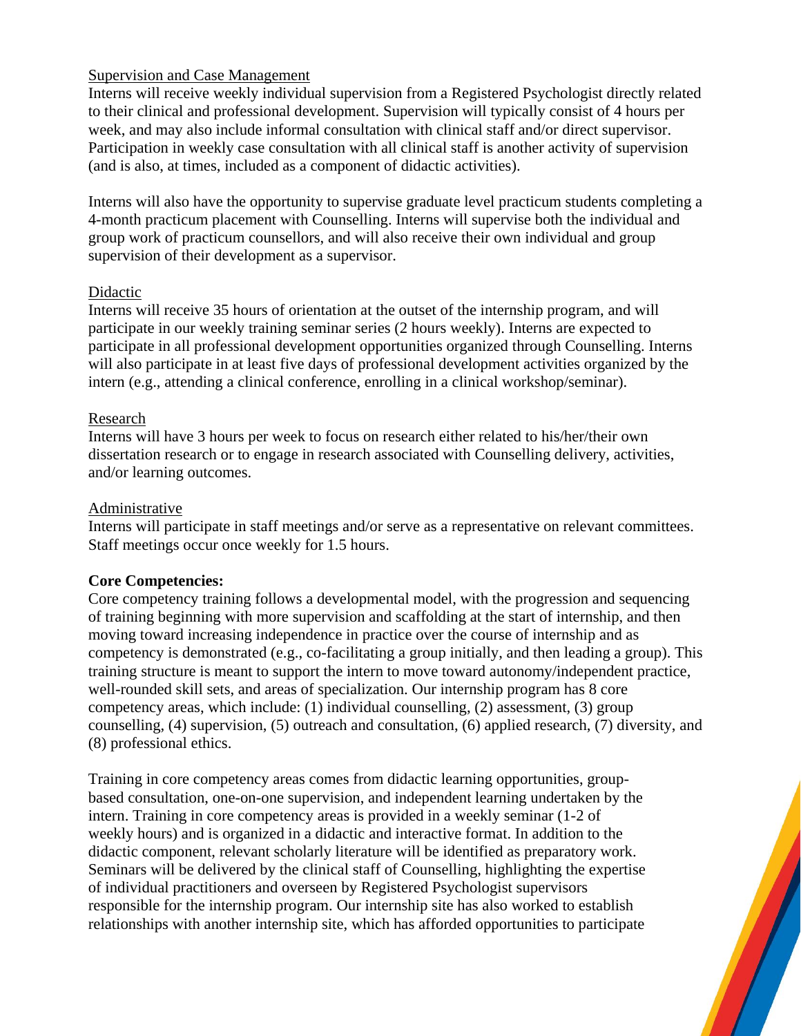Supervision and Case Management

Interns will receive weekly individual supervision from a Registered Psychologist directly related to their clinical and professional development. Supervision will typically consist of 4 hours per week, and may also include informal consultation with clinical staff and/or direct supervisor. Participation in weekly case consultation with all clinical staff is another activity of supervision (and is also, at times, included as a component of didactic activities).

Interns will also have the opportunity to supervise graduate level practicum students completing a 4-month practicum placement with Counselling. Interns will supervise both the individual and group work of practicum counsellors, and will also receive their own individual and group supervision of their development as a supervisor.

Didactic

Interns will receive 35 hours of orientation at the outset of the internship program, and will participate in our weekly training seminar series (2 hours weekly). Interns are expected to participate in all professional development opportunities organized through Counselling. Interns will also participate in at least five days of professional development activities organized by the intern (e.g., attending a clinical conference, enrolling in a clinical workshop/seminar).

Research

Interns will have 3 hours per week to focus on research either related to his/her/their own dissertation research or to engage in research associated with Counselling delivery, activities, and/or learning outcomes.

Administrative

Interns will participate in staff meetings and/or serve as a representative on relevant committees. Staff meetings occur once weekly for 1.5 hours.

**Core Competencies:**

Core competency training follows a developmental model, with the progression and sequencing of training beginning with more supervision and scaffolding at the start of internship, and then moving toward increasing independence in practice over the course of internship and as competency is demonstrated (e.g., co-facilitating a group initially, and then leading a group). This training structure is meant to support the intern to move toward autonomy/independent practice, well-rounded skill sets, and areas of specialization. Our internship program has 8 core competency areas, which include: (1) individual counselling, (2) assessment, (3) group counselling, (4) supervision, (5) outreach and consultation, (6) applied research, (7) diversity, and (8) professional ethics.

Training in core competency areas comes from didactic learning opportunities, group-based consultation, one-on-one supervision, and independent learning undertaken by the intern. Training in core competency areas is provided in a weekly seminar (1-2 of weekly hours) and is organized in a didactic and interactive format. In addition to the didactic component, relevant scholarly literature will be identified as preparatory work. Seminars will be delivered by the clinical staff of Counselling, highlighting the expertise of individual practitioners and overseen by Registered Psychologist supervisors responsible for the internship program. Our internship site has also worked to establish relationships with another internship site, which has afforded opportunities to participate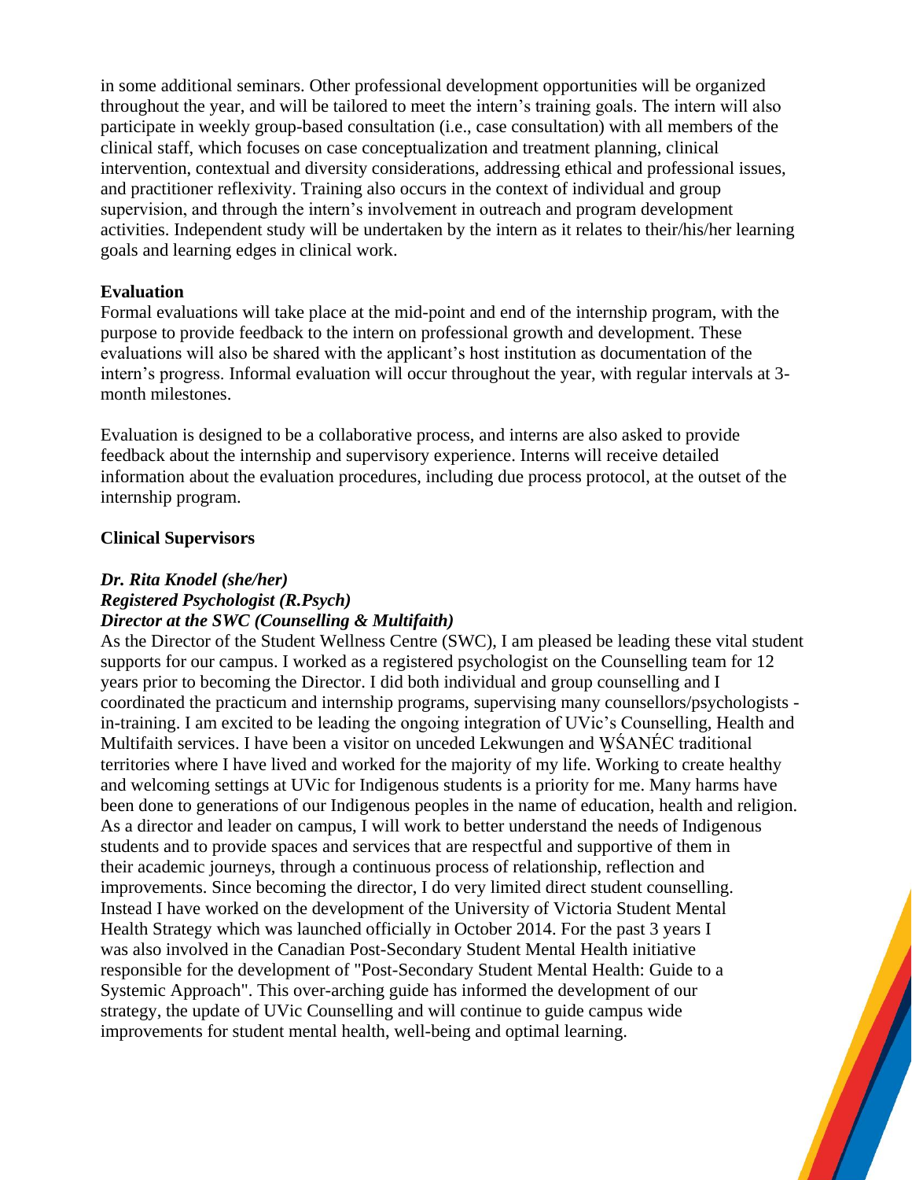in some additional seminars. Other professional development opportunities will be organized throughout the year, and will be tailored to meet the intern's training goals. The intern will also participate in weekly group-based consultation (i.e., case consultation) with all members of the clinical staff, which focuses on case conceptualization and treatment planning, clinical intervention, contextual and diversity considerations, addressing ethical and professional issues, and practitioner reflexivity. Training also occurs in the context of individual and group supervision, and through the intern's involvement in outreach and program development activities. Independent study will be undertaken by the intern as it relates to their/his/her learning goals and learning edges in clinical work.

**Evaluation**

Formal evaluations will take place at the mid-point and end of the internship program, with the purpose to provide feedback to the intern on professional growth and development. These evaluations will also be shared with the applicant's host institution as documentation of the intern's progress. Informal evaluation will occur throughout the year, with regular intervals at 3-month milestones.

Evaluation is designed to be a collaborative process, and interns are also asked to provide feedback about the internship and supervisory experience. Interns will receive detailed information about the evaluation procedures, including due process protocol, at the outset of the internship program.

**Clinical Supervisors**

***Dr. Rita Knodel (she/her)***
***Registered Psychologist (R.Psych)***
***Director at the SWC (Counselling & Multifaith)***

As the Director of the Student Wellness Centre (SWC), I am pleased be leading these vital student supports for our campus. I worked as a registered psychologist on the Counselling team for 12 years prior to becoming the Director. I did both individual and group counselling and I coordinated the practicum and internship programs, supervising many counsellors/psychologists -in-training. I am excited to be leading the ongoing integration of UVic's Counselling, Health and Multifaith services. I have been a visitor on unceded Lekwungen and W̱SÁNEĆ traditional territories where I have lived and worked for the majority of my life. Working to create healthy and welcoming settings at UVic for Indigenous students is a priority for me. Many harms have been done to generations of our Indigenous peoples in the name of education, health and religion. As a director and leader on campus, I will work to better understand the needs of Indigenous students and to provide spaces and services that are respectful and supportive of them in their academic journeys, through a continuous process of relationship, reflection and improvements. Since becoming the director, I do very limited direct student counselling. Instead I have worked on the development of the University of Victoria Student Mental Health Strategy which was launched officially in October 2014. For the past 3 years I was also involved in the Canadian Post-Secondary Student Mental Health initiative responsible for the development of "Post-Secondary Student Mental Health: Guide to a Systemic Approach". This over-arching guide has informed the development of our strategy, the update of UVic Counselling and will continue to guide campus wide improvements for student mental health, well-being and optimal learning.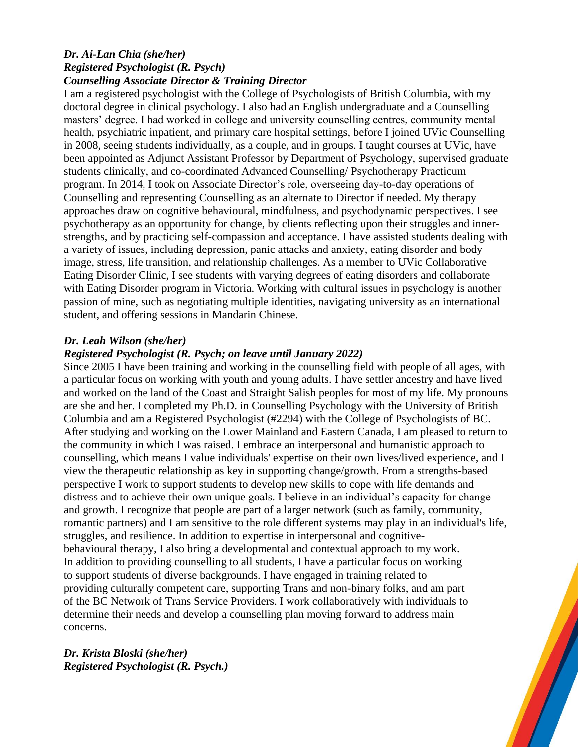***Dr. Ai-Lan Chia (she/her)***
***Registered Psychologist (R. Psych)***
***Counselling Associate Director & Training Director***

I am a registered psychologist with the College of Psychologists of British Columbia, with my doctoral degree in clinical psychology. I also had an English undergraduate and a Counselling masters' degree. I had worked in college and university counselling centres, community mental health, psychiatric inpatient, and primary care hospital settings, before I joined UVic Counselling in 2008, seeing students individually, as a couple, and in groups. I taught courses at UVic, have been appointed as Adjunct Assistant Professor by Department of Psychology, supervised graduate students clinically, and co-coordinated Advanced Counselling/ Psychotherapy Practicum program. In 2014, I took on Associate Director's role, overseeing day-to-day operations of Counselling and representing Counselling as an alternate to Director if needed. My therapy approaches draw on cognitive behavioural, mindfulness, and psychodynamic perspectives. I see psychotherapy as an opportunity for change, by clients reflecting upon their struggles and inner-strengths, and by practicing self-compassion and acceptance. I have assisted students dealing with a variety of issues, including depression, panic attacks and anxiety, eating disorder and body image, stress, life transition, and relationship challenges. As a member to UVic Collaborative Eating Disorder Clinic, I see students with varying degrees of eating disorders and collaborate with Eating Disorder program in Victoria. Working with cultural issues in psychology is another passion of mine, such as negotiating multiple identities, navigating university as an international student, and offering sessions in Mandarin Chinese.

***Dr. Leah Wilson (she/her)***
***Registered Psychologist (R. Psych; on leave until January 2022)***

Since 2005 I have been training and working in the counselling field with people of all ages, with a particular focus on working with youth and young adults. I have settler ancestry and have lived and worked on the land of the Coast and Straight Salish peoples for most of my life. My pronouns are she and her. I completed my Ph.D. in Counselling Psychology with the University of British Columbia and am a Registered Psychologist (#2294) with the College of Psychologists of BC. After studying and working on the Lower Mainland and Eastern Canada, I am pleased to return to the community in which I was raised. I embrace an interpersonal and humanistic approach to counselling, which means I value individuals' expertise on their own lives/lived experience, and I view the therapeutic relationship as key in supporting change/growth. From a strengths-based perspective I work to support students to develop new skills to cope with life demands and distress and to achieve their own unique goals. I believe in an individual's capacity for change and growth. I recognize that people are part of a larger network (such as family, community, romantic partners) and I am sensitive to the role different systems may play in an individual's life, struggles, and resilience. In addition to expertise in interpersonal and cognitive-behavioural therapy, I also bring a developmental and contextual approach to my work. In addition to providing counselling to all students, I have a particular focus on working to support students of diverse backgrounds. I have engaged in training related to providing culturally competent care, supporting Trans and non-binary folks, and am part of the BC Network of Trans Service Providers. I work collaboratively with individuals to determine their needs and develop a counselling plan moving forward to address main concerns.

***Dr. Krista Bloski (she/her)***
***Registered Psychologist (R. Psych.)***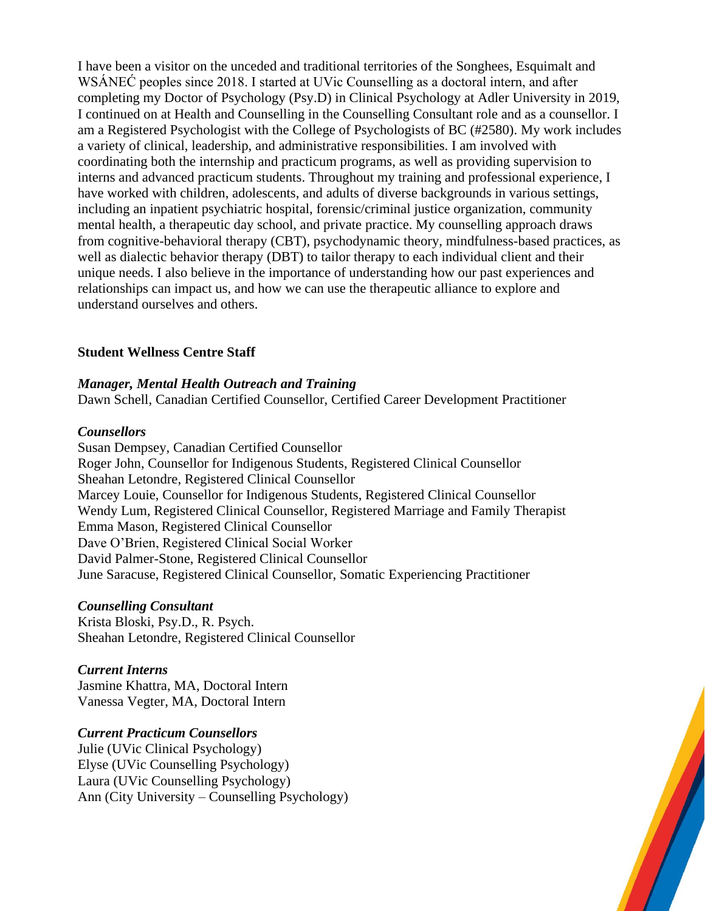I have been a visitor on the unceded and traditional territories of the Songhees, Esquimalt and WSÁNEĆ peoples since 2018. I started at UVic Counselling as a doctoral intern, and after completing my Doctor of Psychology (Psy.D) in Clinical Psychology at Adler University in 2019, I continued on at Health and Counselling in the Counselling Consultant role and as a counsellor. I am a Registered Psychologist with the College of Psychologists of BC (#2580). My work includes a variety of clinical, leadership, and administrative responsibilities. I am involved with coordinating both the internship and practicum programs, as well as providing supervision to interns and advanced practicum students. Throughout my training and professional experience, I have worked with children, adolescents, and adults of diverse backgrounds in various settings, including an inpatient psychiatric hospital, forensic/criminal justice organization, community mental health, a therapeutic day school, and private practice. My counselling approach draws from cognitive-behavioral therapy (CBT), psychodynamic theory, mindfulness-based practices, as well as dialectic behavior therapy (DBT) to tailor therapy to each individual client and their unique needs. I also believe in the importance of understanding how our past experiences and relationships can impact us, and how we can use the therapeutic alliance to explore and understand ourselves and others.

**Student Wellness Centre Staff**

***Manager, Mental Health Outreach and Training***
Dawn Schell, Canadian Certified Counsellor, Certified Career Development Practitioner

***Counsellors***
Susan Dempsey, Canadian Certified Counsellor
Roger John, Counsellor for Indigenous Students, Registered Clinical Counsellor
Sheahan Letondre, Registered Clinical Counsellor
Marcey Louie, Counsellor for Indigenous Students, Registered Clinical Counsellor
Wendy Lum, Registered Clinical Counsellor, Registered Marriage and Family Therapist
Emma Mason, Registered Clinical Counsellor
Dave O'Brien, Registered Clinical Social Worker
David Palmer-Stone, Registered Clinical Counsellor
June Saracuse, Registered Clinical Counsellor, Somatic Experiencing Practitioner

***Counselling Consultant***
Krista Bloski, Psy.D., R. Psych.
Sheahan Letondre, Registered Clinical Counsellor

***Current Interns***
Jasmine Khattra, MA, Doctoral Intern
Vanessa Vegter, MA, Doctoral Intern

***Current Practicum Counsellors***
Julie (UVic Clinical Psychology)
Elyse (UVic Counselling Psychology)
Laura (UVic Counselling Psychology)
Ann (City University – Counselling Psychology)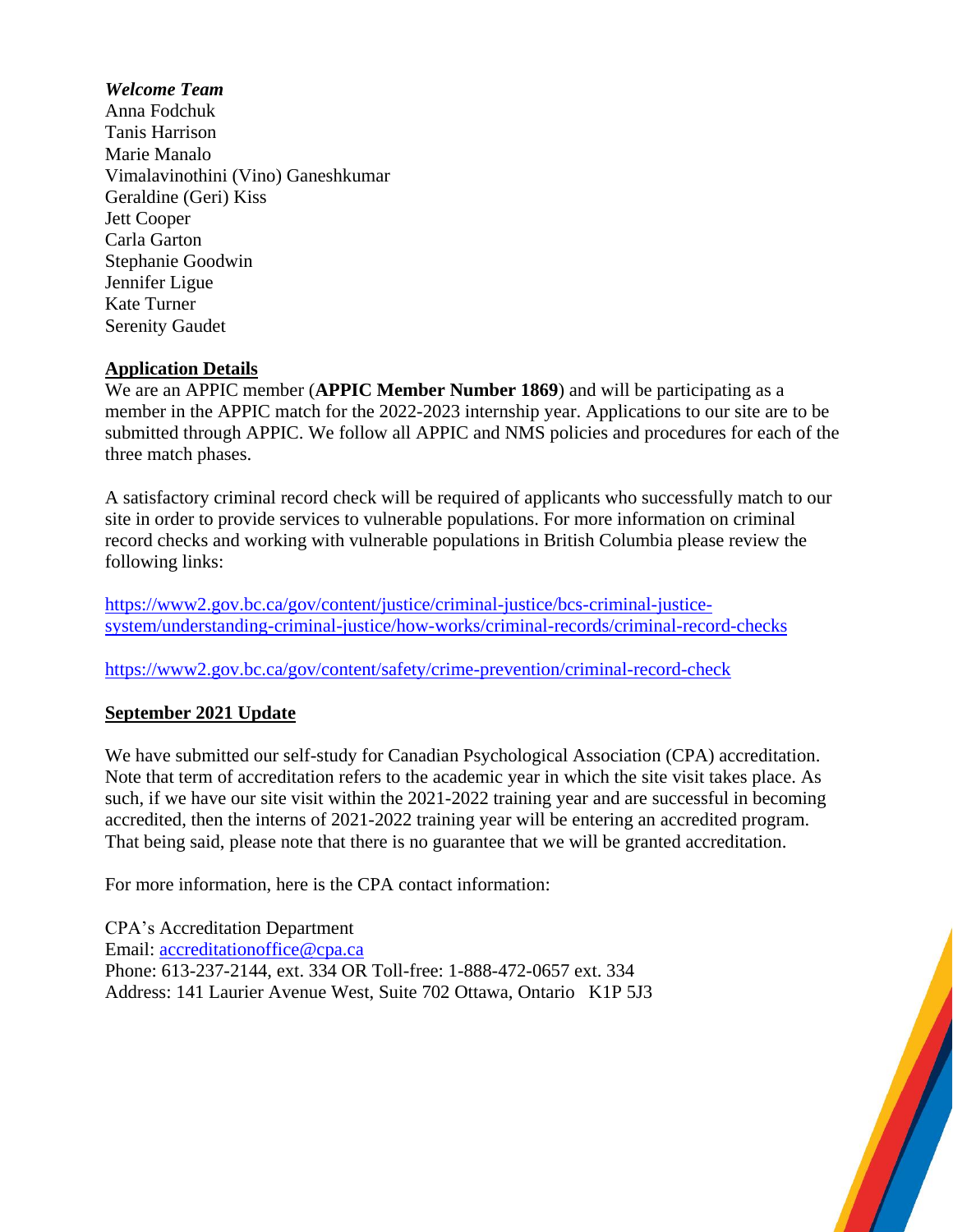***Welcome Team***

Anna Fodchuk
Tanis Harrison
Marie Manalo
Vimalavinothini (Vino) Ganeshkumar
Geraldine (Geri) Kiss
Jett Cooper
Carla Garton
Stephanie Goodwin
Jennifer Ligue
Kate Turner
Serenity Gaudet

## Application Details

We are an APPIC member (**APPIC Member Number 1869**) and will be participating as a member in the APPIC match for the 2022-2023 internship year. Applications to our site are to be submitted through APPIC. We follow all APPIC and NMS policies and procedures for each of the three match phases.

A satisfactory criminal record check will be required of applicants who successfully match to our site in order to provide services to vulnerable populations. For more information on criminal record checks and working with vulnerable populations in British Columbia please review the following links:

https://www2.gov.bc.ca/gov/content/justice/criminal-justice/bcs-criminal-justice-system/understanding-criminal-justice/how-works/criminal-records/criminal-record-checks

https://www2.gov.bc.ca/gov/content/safety/crime-prevention/criminal-record-check

## September 2021 Update

We have submitted our self-study for Canadian Psychological Association (CPA) accreditation. Note that term of accreditation refers to the academic year in which the site visit takes place. As such, if we have our site visit within the 2021-2022 training year and are successful in becoming accredited, then the interns of 2021-2022 training year will be entering an accredited program. That being said, please note that there is no guarantee that we will be granted accreditation.

For more information, here is the CPA contact information:

CPA's Accreditation Department
Email: accreditationoffice@cpa.ca
Phone: 613-237-2144, ext. 334 OR Toll-free: 1-888-472-0657 ext. 334
Address: 141 Laurier Avenue West, Suite 702 Ottawa, Ontario K1P 5J3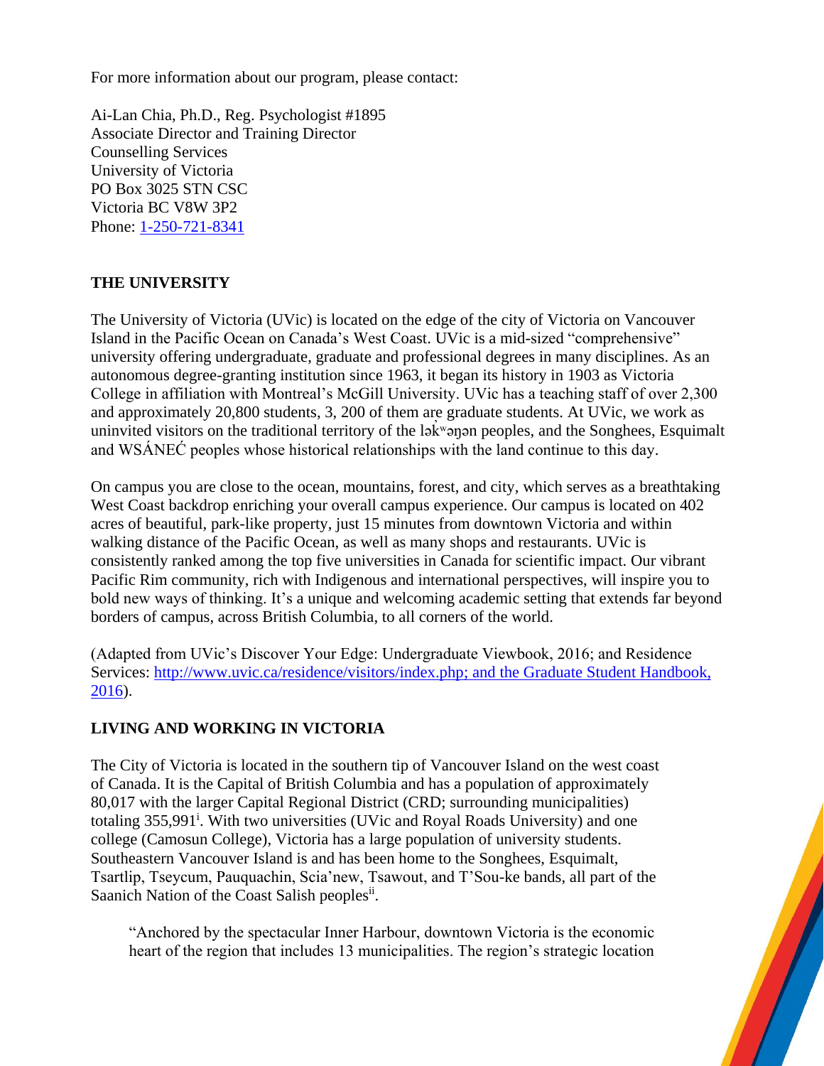For more information about our program, please contact:

Ai-Lan Chia, Ph.D., Reg. Psychologist #1895
Associate Director and Training Director
Counselling Services
University of Victoria
PO Box 3025 STN CSC
Victoria BC V8W 3P2
Phone: 1-250-721-8341

## THE UNIVERSITY

The University of Victoria (UVic) is located on the edge of the city of Victoria on Vancouver Island in the Pacific Ocean on Canada's West Coast. UVic is a mid-sized "comprehensive" university offering undergraduate, graduate and professional degrees in many disciplines. As an autonomous degree-granting institution since 1963, it began its history in 1903 as Victoria College in affiliation with Montreal's McGill University. UVic has a teaching staff of over 2,300 and approximately 20,800 students, 3, 200 of them are graduate students. At UVic, we work as uninvited visitors on the traditional territory of the lək̓ʷəŋən peoples, and the Songhees, Esquimalt and WSÁNEĆ peoples whose historical relationships with the land continue to this day.

On campus you are close to the ocean, mountains, forest, and city, which serves as a breathtaking West Coast backdrop enriching your overall campus experience. Our campus is located on 402 acres of beautiful, park-like property, just 15 minutes from downtown Victoria and within walking distance of the Pacific Ocean, as well as many shops and restaurants. UVic is consistently ranked among the top five universities in Canada for scientific impact. Our vibrant Pacific Rim community, rich with Indigenous and international perspectives, will inspire you to bold new ways of thinking. It's a unique and welcoming academic setting that extends far beyond borders of campus, across British Columbia, to all corners of the world.

(Adapted from UVic's Discover Your Edge: Undergraduate Viewbook, 2016; and Residence Services: http://www.uvic.ca/residence/visitors/index.php; and the Graduate Student Handbook, 2016).

## LIVING AND WORKING IN VICTORIA

The City of Victoria is located in the southern tip of Vancouver Island on the west coast of Canada. It is the Capital of British Columbia and has a population of approximately 80,017 with the larger Capital Regional District (CRD; surrounding municipalities) totaling 355,991[i]. With two universities (UVic and Royal Roads University) and one college (Camosun College), Victoria has a large population of university students. Southeastern Vancouver Island is and has been home to the Songhees, Esquimalt, Tsartlip, Tseycum, Pauquachin, Scia'new, Tsawout, and T'Sou-ke bands, all part of the Saanich Nation of the Coast Salish peoples[ii].

> "Anchored by the spectacular Inner Harbour, downtown Victoria is the economic heart of the region that includes 13 municipalities. The region's strategic location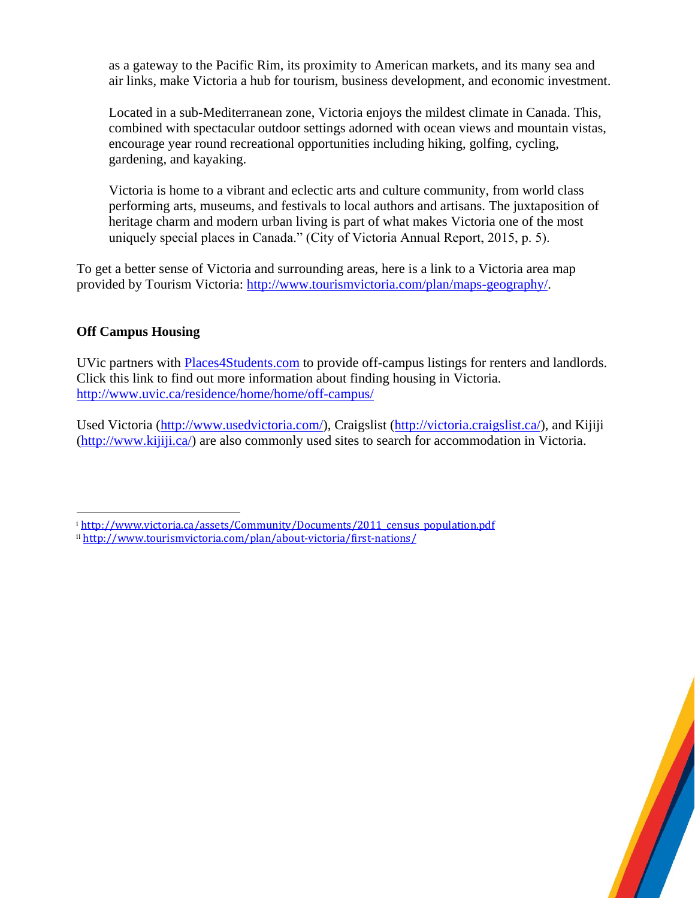> as a gateway to the Pacific Rim, its proximity to American markets, and its many sea and air links, make Victoria a hub for tourism, business development, and economic investment.
>
> Located in a sub-Mediterranean zone, Victoria enjoys the mildest climate in Canada. This, combined with spectacular outdoor settings adorned with ocean views and mountain vistas, encourage year round recreational opportunities including hiking, golfing, cycling, gardening, and kayaking.
>
> Victoria is home to a vibrant and eclectic arts and culture community, from world class performing arts, museums, and festivals to local authors and artisans. The juxtaposition of heritage charm and modern urban living is part of what makes Victoria one of the most uniquely special places in Canada." (City of Victoria Annual Report, 2015, p. 5).

To get a better sense of Victoria and surrounding areas, here is a link to a Victoria area map provided by Tourism Victoria: http://www.tourismvictoria.com/plan/maps-geography/.

## Off Campus Housing

UVic partners with Places4Students.com to provide off-campus listings for renters and landlords. Click this link to find out more information about finding housing in Victoria. http://www.uvic.ca/residence/home/home/off-campus/

Used Victoria (http://www.usedvictoria.com/), Craigslist (http://victoria.craigslist.ca/), and Kijiji (http://www.kijiji.ca/) are also commonly used sites to search for accommodation in Victoria.

---

[i] http://www.victoria.ca/assets/Community/Documents/2011_census_population.pdf

[ii] http://www.tourismvictoria.com/plan/about-victoria/first-nations/